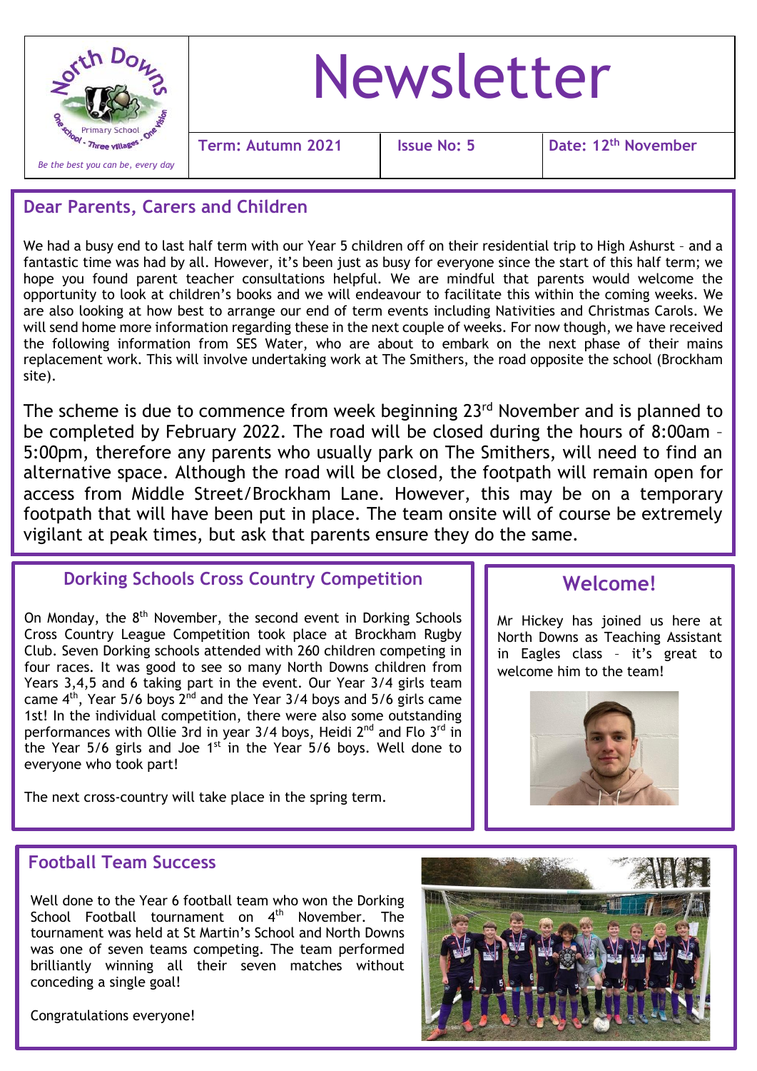North Downs Primary School - One school - Three villages - One vision

*Be the best you can be, every day*

# Newsletter

| Term: Autumn 2021 | Issue No: 5 | Date: 12th November |
|---|---|---|

## Dear Parents, Carers and Children

We had a busy end to last half term with our Year 5 children off on their residential trip to High Ashurst – and a fantastic time was had by all. However, it's been just as busy for everyone since the start of this half term; we hope you found parent teacher consultations helpful. We are mindful that parents would welcome the opportunity to look at children's books and we will endeavour to facilitate this within the coming weeks. We are also looking at how best to arrange our end of term events including Nativities and Christmas Carols. We will send home more information regarding these in the next couple of weeks. For now though, we have received the following information from SES Water, who are about to embark on the next phase of their mains replacement work. This will involve undertaking work at The Smithers, the road opposite the school (Brockham site).

The scheme is due to commence from week beginning 23rd November and is planned to be completed by February 2022. The road will be closed during the hours of 8:00am – 5:00pm, therefore any parents who usually park on The Smithers, will need to find an alternative space. Although the road will be closed, the footpath will remain open for access from Middle Street/Brockham Lane. However, this may be on a temporary footpath that will have been put in place. The team onsite will of course be extremely vigilant at peak times, but ask that parents ensure they do the same.

## Dorking Schools Cross Country Competition

On Monday, the 8th November, the second event in Dorking Schools Cross Country League Competition took place at Brockham Rugby Club. Seven Dorking schools attended with 260 children competing in four races. It was good to see so many North Downs children from Years 3,4,5 and 6 taking part in the event. Our Year 3/4 girls team came 4th, Year 5/6 boys 2nd and the Year 3/4 boys and 5/6 girls came 1st! In the individual competition, there were also some outstanding performances with Ollie 3rd in year 3/4 boys, Heidi 2nd and Flo 3rd in the Year 5/6 girls and Joe 1st in the Year 5/6 boys. Well done to everyone who took part!

The next cross-country will take place in the spring term.

## Welcome!

Mr Hickey has joined us here at North Downs as Teaching Assistant in Eagles class – it's great to welcome him to the team!

## Football Team Success

Well done to the Year 6 football team who won the Dorking School Football tournament on 4th November. The tournament was held at St Martin's School and North Downs was one of seven teams competing. The team performed brilliantly winning all their seven matches without conceding a single goal!

Congratulations everyone!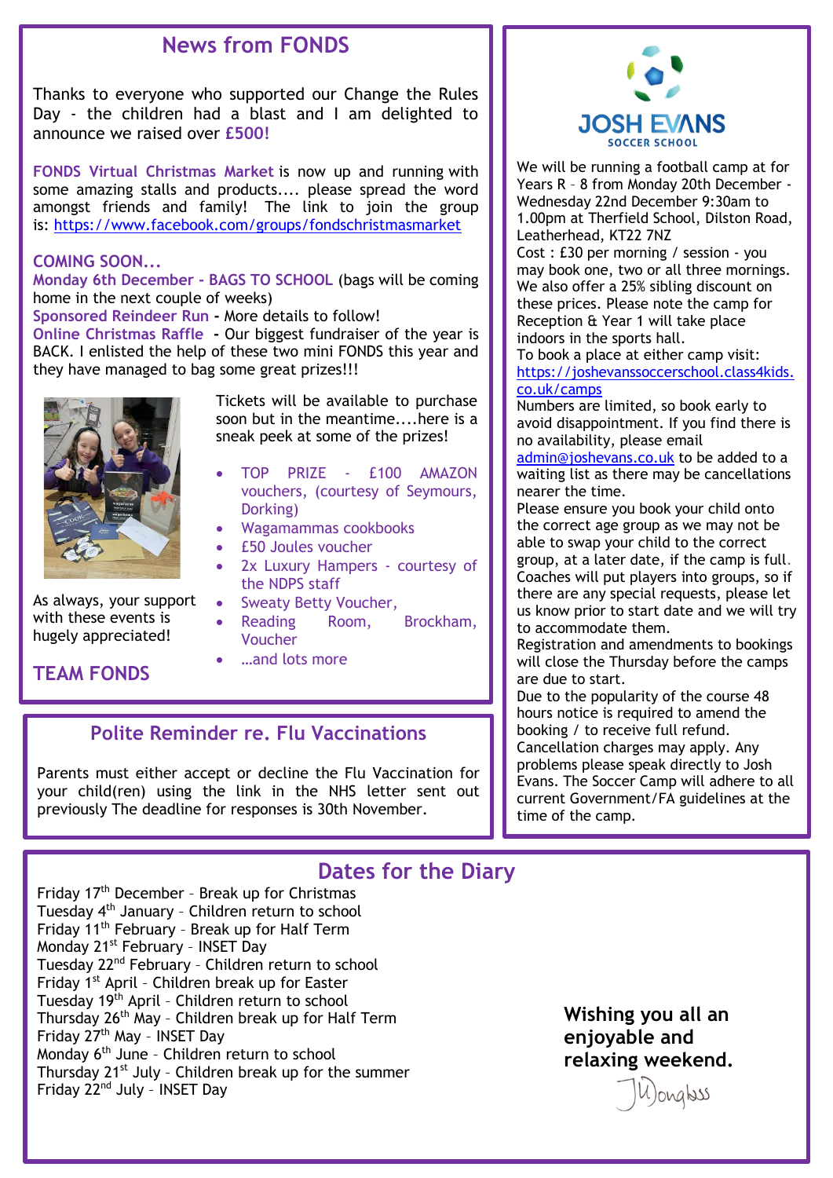## News from FONDS

Thanks to everyone who supported our Change the Rules Day - the children had a blast and I am delighted to announce we raised over **£500!**

**FONDS Virtual Christmas Market** is now up and running with some amazing stalls and products.... please spread the word amongst friends and family! The link to join the group is: https://www.facebook.com/groups/fondschristmasmarket

**COMING SOON...**

**Monday 6th December - BAGS TO SCHOOL** (bags will be coming home in the next couple of weeks)

**Sponsored Reindeer Run** - More details to follow!

**Online Christmas Raffle** - Our biggest fundraiser of the year is BACK. I enlisted the help of these two mini FONDS this year and they have managed to bag some great prizes!!!

Tickets will be available to purchase soon but in the meantime....here is a sneak peek at some of the prizes!

- TOP PRIZE - £100 AMAZON vouchers, (courtesy of Seymours, Dorking)
- Wagamammas cookbooks
- £50 Joules voucher
- 2x Luxury Hampers - courtesy of the NDPS staff
- Sweaty Betty Voucher,
- Reading Room, Brockham, Voucher
- ...and lots more

As always, your support with these events is hugely appreciated!

**TEAM FONDS**

## Polite Reminder re. Flu Vaccinations

Parents must either accept or decline the Flu Vaccination for your child(ren) using the link in the NHS letter sent out previously The deadline for responses is 30th November.

## JOSH EVANS SOCCER SCHOOL

We will be running a football camp at for Years R - 8 from Monday 20th December - Wednesday 22nd December 9:30am to 1.00pm at Therfield School, Dilston Road, Leatherhead, KT22 7NZ

Cost : £30 per morning / session - you may book one, two or all three mornings. We also offer a 25% sibling discount on these prices. Please note the camp for Reception & Year 1 will take place indoors in the sports hall.

To book a place at either camp visit: https://joshevanssoccerschool.class4kids.co.uk/camps

Numbers are limited, so book early to avoid disappointment. If you find there is no availability, please email admin@joshevans.co.uk to be added to a waiting list as there may be cancellations nearer the time.

Please ensure you book your child onto the correct age group as we may not be able to swap your child to the correct group, at a later date, if the camp is full. Coaches will put players into groups, so if there are any special requests, please let us know prior to start date and we will try to accommodate them.

Registration and amendments to bookings will close the Thursday before the camps are due to start.

Due to the popularity of the course 48 hours notice is required to amend the booking / to receive full refund. Cancellation charges may apply. Any problems please speak directly to Josh Evans. The Soccer Camp will adhere to all current Government/FA guidelines at the time of the camp.

## Dates for the Diary

Friday 17th December – Break up for Christmas
Tuesday 4th January – Children return to school
Friday 11th February – Break up for Half Term
Monday 21st February – INSET Day
Tuesday 22nd February – Children return to school
Friday 1st April – Children break up for Easter
Tuesday 19th April – Children return to school
Thursday 26th May – Children break up for Half Term
Friday 27th May – INSET Day
Monday 6th June – Children return to school
Thursday 21st July – Children break up for the summer
Friday 22nd July – INSET Day

**Wishing you all an enjoyable and relaxing weekend.**

J Douglass